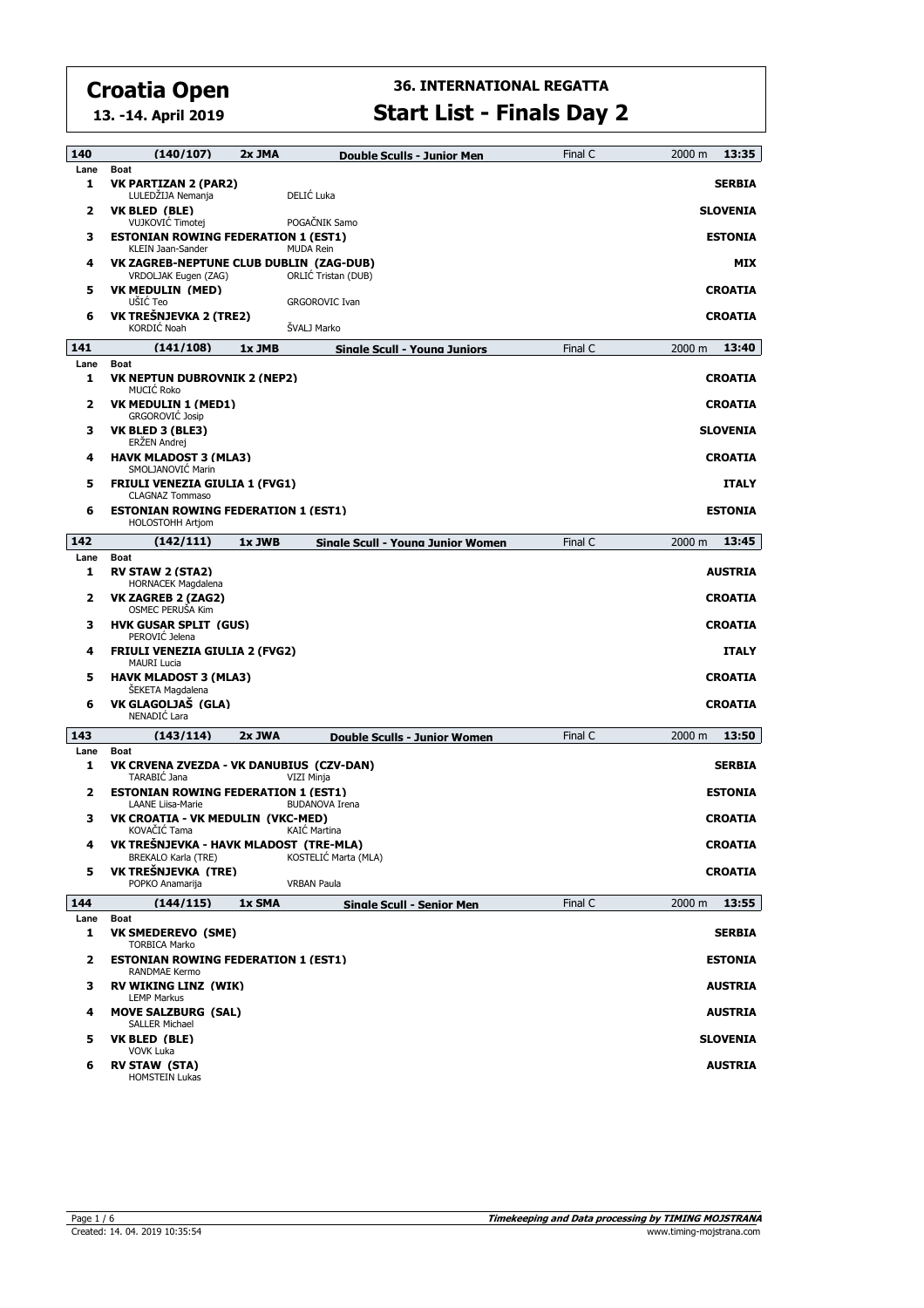# Croatia Open

**13. -14. April 2019**

## 36. INTERNATIONAL REGATTA

## Start List - Finals Day 2

### 140 (140/107) 2x JMA Double Sculls - Junior Men — Final C — 2000 m — 13:35

| Lane | Boat | | Country |
|---|---|---|---|
| 1 | **VK PARTIZAN 2 (PAR2)** | | **SERBIA** |
| | LULEDŽIJA Nemanja | DELIĆ Luka | |
| 2 | **VK BLED (BLE)** | | **SLOVENIA** |
| | VUJKOVIĆ Timotej | POGAČNIK Samo | |
| 3 | **ESTONIAN ROWING FEDERATION 1 (EST1)** | | **ESTONIA** |
| | KLEIN Jaan-Sander | MUDA Rein | |
| 4 | **VK ZAGREB-NEPTUNE CLUB DUBLIN (ZAG-DUB)** | | **MIX** |
| | VRDOLJAK Eugen (ZAG) | ORLIĆ Tristan (DUB) | |
| 5 | **VK MEDULIN (MED)** | | **CROATIA** |
| | UŠIĆ Teo | GRGOROVIC Ivan | |
| 6 | **VK TREŠNJEVKA 2 (TRE2)** | | **CROATIA** |
| | KORDIĆ Noah | ŠVALJ Marko | |

### 141 (141/108) 1x JMB Single Scull - Young Juniors — Final C — 2000 m — 13:40

| Lane | Boat | Country |
|---|---|---|
| 1 | **VK NEPTUN DUBROVNIK 2 (NEP2)** | **CROATIA** |
| | MUCIĆ Roko | |
| 2 | **VK MEDULIN 1 (MED1)** | **CROATIA** |
| | GRGOROVIĆ Josip | |
| 3 | **VK BLED 3 (BLE3)** | **SLOVENIA** |
| | ERŽEN Andrej | |
| 4 | **HAVK MLADOST 3 (MLA3)** | **CROATIA** |
| | SMOLJANOVIĆ Marin | |
| 5 | **FRIULI VENEZIA GIULIA 1 (FVG1)** | **ITALY** |
| | CLAGNAZ Tommaso | |
| 6 | **ESTONIAN ROWING FEDERATION 1 (EST1)** | **ESTONIA** |
| | HOLOSTOHH Artjom | |

### 142 (142/111) 1x JWB Single Scull - Young Junior Women — Final C — 2000 m — 13:45

| Lane | Boat | Country |
|---|---|---|
| 1 | **RV STAW 2 (STA2)** | **AUSTRIA** |
| | HORNACEK Magdalena | |
| 2 | **VK ZAGREB 2 (ZAG2)** | **CROATIA** |
| | OSMEC PERUŠA Kim | |
| 3 | **HVK GUSAR SPLIT (GUS)** | **CROATIA** |
| | PEROVIĆ Jelena | |
| 4 | **FRIULI VENEZIA GIULIA 2 (FVG2)** | **ITALY** |
| | MAURI Lucia | |
| 5 | **HAVK MLADOST 3 (MLA3)** | **CROATIA** |
| | ŠEKETA Magdalena | |
| 6 | **VK GLAGOLJAŠ (GLA)** | **CROATIA** |
| | NENADIĆ Lara | |

### 143 (143/114) 2x JWA Double Sculls - Junior Women — Final C — 2000 m — 13:50

| Lane | Boat | | Country |
|---|---|---|---|
| 1 | **VK CRVENA ZVEZDA - VK DANUBIUS (CZV-DAN)** | | **SERBIA** |
| | TARABIĆ Jana | VIZI Minja | |
| 2 | **ESTONIAN ROWING FEDERATION 1 (EST1)** | | **ESTONIA** |
| | LAANE Liisa-Marie | BUDANOVA Irena | |
| 3 | **VK CROATIA - VK MEDULIN (VKC-MED)** | | **CROATIA** |
| | KOVAČIĆ Tama | KAIĆ Martina | |
| 4 | **VK TREŠNJEVKA - HAVK MLADOST (TRE-MLA)** | | **CROATIA** |
| | BREKALO Karla (TRE) | KOSTELIĆ Marta (MLA) | |
| 5 | **VK TREŠNJEVKA (TRE)** | | **CROATIA** |
| | POPKO Anamarija | VRBAN Paula | |

### 144 (144/115) 1x SMA Single Scull - Senior Men — Final C — 2000 m — 13:55

| Lane | Boat | Country |
|---|---|---|
| 1 | **VK SMEDEREVO (SME)** | **SERBIA** |
| | TORBICA Marko | |
| 2 | **ESTONIAN ROWING FEDERATION 1 (EST1)** | **ESTONIA** |
| | RANDMAE Kermo | |
| 3 | **RV WIKING LINZ (WIK)** | **AUSTRIA** |
| | LEMP Markus | |
| 4 | **MOVE SALZBURG (SAL)** | **AUSTRIA** |
| | SALLER Michael | |
| 5 | **VK BLED (BLE)** | **SLOVENIA** |
| | VOVK Luka | |
| 6 | **RV STAW (STA)** | **AUSTRIA** |
| | HOMSTEIN Lukas | |

Created: 14. 04. 2019 10:35:54

*Timekeeping and Data processing by TIMING MOJSTRANA*
www.timing-mojstrana.com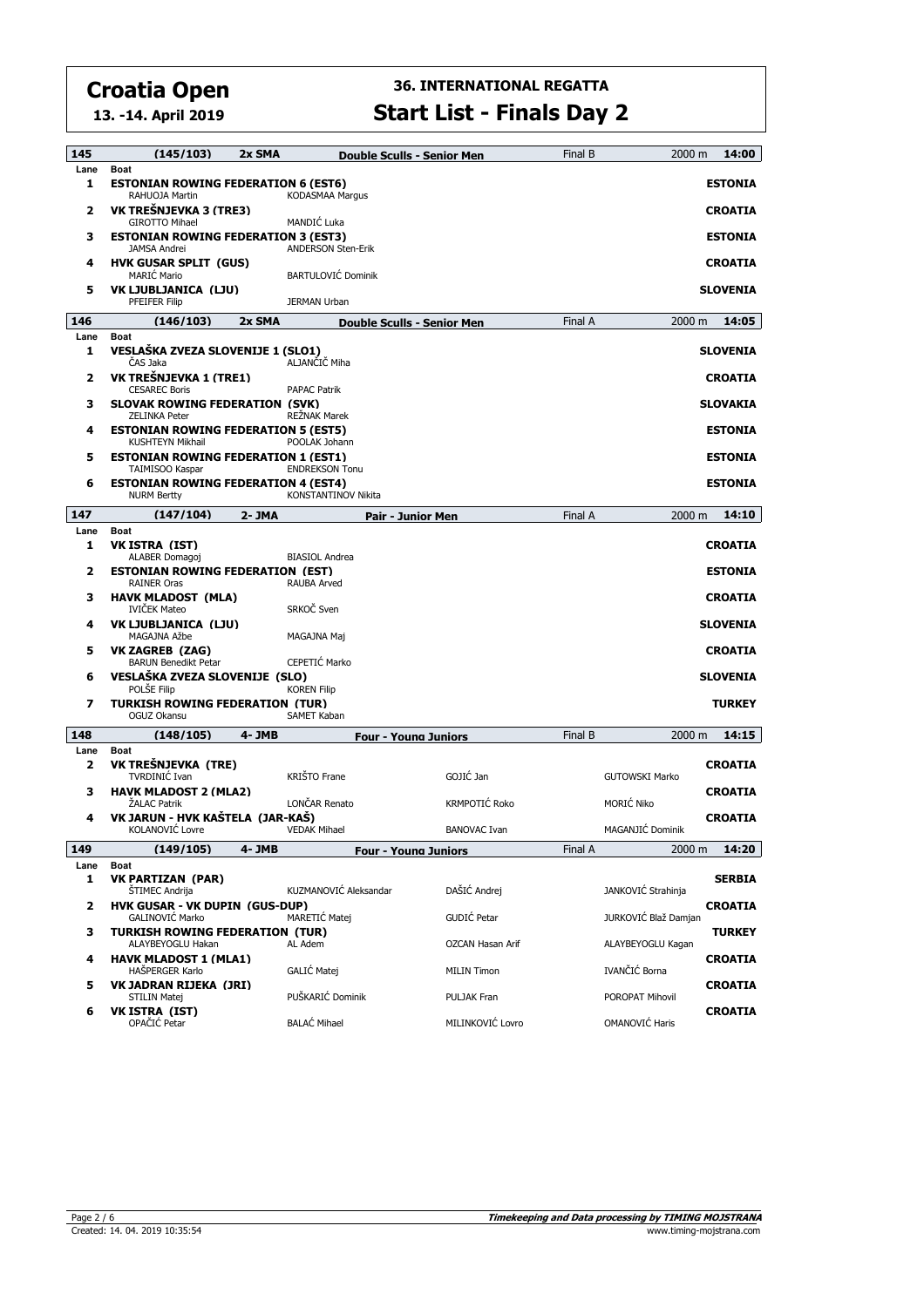# Croatia Open

**13. -14. April 2019**

## 36. INTERNATIONAL REGATTA

## Start List - Finals Day 2

| 145 | (145/103) | 2x SMA | Double Sculls - Senior Men | Final B | 2000 m | 14:00 |
|---|---|---|---|---|---|---|
| Lane | Boat | | | | | |
| 1 | **ESTONIAN ROWING FEDERATION 6 (EST6)** | | | | | **ESTONIA** |
| | RAHUOJA Martin | KODASMAA Margus | | | | |
| 2 | **VK TREŠNJEVKA 3 (TRE3)** | | | | | **CROATIA** |
| | GIROTTO Mihael | MANDIĆ Luka | | | | |
| 3 | **ESTONIAN ROWING FEDERATION 3 (EST3)** | | | | | **ESTONIA** |
| | JAMSA Andrei | ANDERSON Sten-Erik | | | | |
| 4 | **HVK GUSAR SPLIT (GUS)** | | | | | **CROATIA** |
| | MARIĆ Mario | BARTULOVIĆ Dominik | | | | |
| 5 | **VK LJUBLJANICA (LJU)** | | | | | **SLOVENIA** |
| | PFEIFER Filip | JERMAN Urban | | | | |

| 146 | (146/103) | 2x SMA | Double Sculls - Senior Men | Final A | 2000 m | 14:05 |
|---|---|---|---|---|---|---|
| Lane | Boat | | | | | |
| 1 | **VESLAŠKA ZVEZA SLOVENIJE 1 (SLO1)** | | | | | **SLOVENIA** |
| | ČAS Jaka | ALJANČIČ Miha | | | | |
| 2 | **VK TREŠNJEVKA 1 (TRE1)** | | | | | **CROATIA** |
| | CESAREC Boris | PAPAC Patrik | | | | |
| 3 | **SLOVAK ROWING FEDERATION (SVK)** | | | | | **SLOVAKIA** |
| | ZELINKA Peter | REŽNAK Marek | | | | |
| 4 | **ESTONIAN ROWING FEDERATION 5 (EST5)** | | | | | **ESTONIA** |
| | KUSHTEYN Mikhail | POOLAK Johann | | | | |
| 5 | **ESTONIAN ROWING FEDERATION 1 (EST1)** | | | | | **ESTONIA** |
| | TAIMISOO Kaspar | ENDREKSON Tonu | | | | |
| 6 | **ESTONIAN ROWING FEDERATION 4 (EST4)** | | | | | **ESTONIA** |
| | NURM Bertty | KONSTANTINOV Nikita | | | | |

| 147 | (147/104) | 2- JMA | Pair - Junior Men | Final A | 2000 m | 14:10 |
|---|---|---|---|---|---|---|
| Lane | Boat | | | | | |
| 1 | **VK ISTRA (IST)** | | | | | **CROATIA** |
| | ALABER Domagoj | BIASIOL Andrea | | | | |
| 2 | **ESTONIAN ROWING FEDERATION (EST)** | | | | | **ESTONIA** |
| | RAINER Oras | RAUBA Arved | | | | |
| 3 | **HAVK MLADOST (MLA)** | | | | | **CROATIA** |
| | IVIČEK Mateo | SRKOČ Sven | | | | |
| 4 | **VK LJUBLJANICA (LJU)** | | | | | **SLOVENIA** |
| | MAGAJNA Ažbe | MAGAJNA Maj | | | | |
| 5 | **VK ZAGREB (ZAG)** | | | | | **CROATIA** |
| | BARUN Benedikt Petar | CEPETIĆ Marko | | | | |
| 6 | **VESLAŠKA ZVEZA SLOVENIJE (SLO)** | | | | | **SLOVENIA** |
| | POLŠE Filip | KOREN Filip | | | | |
| 7 | **TURKISH ROWING FEDERATION (TUR)** | | | | | **TURKEY** |
| | OGUZ Okansu | SAMET Kaban | | | | |

| 148 | (148/105) | 4- JMB | Four - Young Juniors | | Final B | 2000 m | 14:15 |
|---|---|---|---|---|---|---|---|
| Lane | Boat | | | | | | |
| 2 | **VK TREŠNJEVKA (TRE)** | | | | | | **CROATIA** |
| | TVRDINIĆ Ivan | KRIŠTO Frane | GOJIĆ Jan | GUTOWSKI Marko | | | |
| 3 | **HAVK MLADOST 2 (MLA2)** | | | | | | **CROATIA** |
| | ŽALAC Patrik | LONČAR Renato | KRMPOTIĆ Roko | MORIĆ Niko | | | |
| 4 | **VK JARUN - HVK KAŠTELA (JAR-KAŠ)** | | | | | | **CROATIA** |
| | KOLANOVIĆ Lovre | VEDAK Mihael | BANOVAC Ivan | MAGANJIĆ Dominik | | | |

| 149 | (149/105) | 4- JMB | Four - Young Juniors | | Final A | 2000 m | 14:20 |
|---|---|---|---|---|---|---|---|
| Lane | Boat | | | | | | |
| 1 | **VK PARTIZAN (PAR)** | | | | | | **SERBIA** |
| | ŠTIMEC Andrija | KUZMANOVIĆ Aleksandar | DAŠIĆ Andrej | JANKOVIĆ Strahinja | | | |
| 2 | **HVK GUSAR - VK DUPIN (GUS-DUP)** | | | | | | **CROATIA** |
| | GALINOVIĆ Marko | MARETIĆ Matej | GUDIĆ Petar | JURKOVIĆ Blaž Damjan | | | |
| 3 | **TURKISH ROWING FEDERATION (TUR)** | | | | | | **TURKEY** |
| | ALAYBEYOGLU Hakan | AL Adem | OZCAN Hasan Arif | ALAYBEYOGLU Kagan | | | |
| 4 | **HAVK MLADOST 1 (MLA1)** | | | | | | **CROATIA** |
| | HAŠPERGER Karlo | GALIĆ Matej | MILIN Timon | IVANČIĆ Borna | | | |
| 5 | **VK JADRAN RIJEKA (JRI)** | | | | | | **CROATIA** |
| | STILIN Matej | PUŠKARIĆ Dominik | PULJAK Fran | POROPAT Mihovil | | | |
| 6 | **VK ISTRA (IST)** | | | | | | **CROATIA** |
| | OPAČIĆ Petar | BALAĆ Mihael | MILINKOVIĆ Lovro | OMANOVIĆ Haris | | | |

Created: 14. 04. 2019 10:35:54

**Timekeeping and Data processing by TIMING MOJSTRANA**
www.timing-mojstrana.com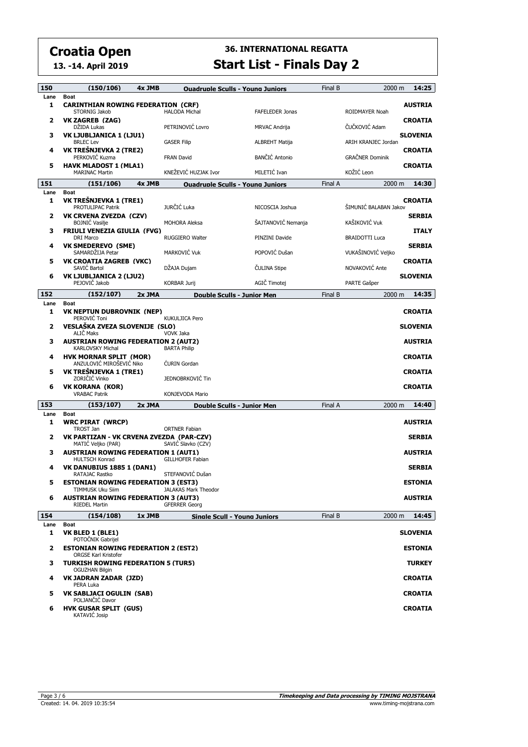# Croatia Open

**13. -14. April 2019**

## 36. INTERNATIONAL REGATTA

## Start List - Finals Day 2

**150** | **(150/106)** | **4x JMB** | **Quadruple Sculls - Young Juniors** | Final B | 2000 m | **14:25**

| Lane | Boat | | | | Country |
|---|---|---|---|---|---|
| 1 | **CARINTHIAN ROWING FEDERATION (CRF)** | | | | **AUSTRIA** |
| | STORNIG Jakob | HALODA Michal | FAFELEDER Jonas | ROIDMAYER Noah | |
| 2 | **VK ZAGREB (ZAG)** | | | | **CROATIA** |
| | DŽIDA Lukas | PETRINOVIĆ Lovro | MRVAC Andrija | ČUČKOVIĆ Adam | |
| 3 | **VK LJUBLJANICA 1 (LJU1)** | | | | **SLOVENIA** |
| | BRLEC Lev | GASER Filip | ALBREHT Matija | ARIH KRANJEC Jordan | |
| 4 | **VK TREŠNJEVKA 2 (TRE2)** | | | | **CROATIA** |
| | PERKOVIĆ Kuzma | FRAN David | BANČIĆ Antonio | GRAČNER Dominik | |
| 5 | **HAVK MLADOST 1 (MLA1)** | | | | **CROATIA** |
| | MARINAC Martin | KNEŽEVIĆ HUZJAK Ivor | MILETIĆ Ivan | KOŽIĆ Leon | |

**151** | **(151/106)** | **4x JMB** | **Quadruple Sculls - Young Juniors** | Final A | 2000 m | **14:30**

| Lane | Boat | | | | Country |
|---|---|---|---|---|---|
| 1 | **VK TREŠNJEVKA 1 (TRE1)** | | | | **CROATIA** |
| | PROTULIPAC Patrik | JURČIĆ Luka | NICOSCIA Joshua | ŠIMUNIĆ BALABAN Jakov | |
| 2 | **VK CRVENA ZVEZDA (CZV)** | | | | **SERBIA** |
| | BOJNIĆ Vasilje | MOHORA Aleksa | ŠAJTANOVIĆ Nemanja | KAŠIKOVIĆ Vuk | |
| 3 | **FRIULI VENEZIA GIULIA (FVG)** | | | | **ITALY** |
| | DRI Marco | RUGGIERO Walter | PINZINI Davide | BRAIDOTTI Luca | |
| 4 | **VK SMEDEREVO (SME)** | | | | **SERBIA** |
| | SAMARDŽIJA Petar | MARKOVIĆ Vuk | POPOVIĆ Dušan | VUKAŠINOVIĆ Veljko | |
| 5 | **VK CROATIA ZAGREB (VKC)** | | | | **CROATIA** |
| | SAVIĆ Bartol | DŽAJA Dujam | ČULINA Stipe | NOVAKOVIĆ Ante | |
| 6 | **VK LJUBLJANICA 2 (LJU2)** | | | | **SLOVENIA** |
| | PEJOVIČ Jakob | KORBAR Jurij | AGIČ Timotej | PARTE Gašper | |

**152** | **(152/107)** | **2x JMA** | **Double Sculls - Junior Men** | Final B | 2000 m | **14:35**

| Lane | Boat | | Country |
|---|---|---|---|
| 1 | **VK NEPTUN DUBROVNIK (NEP)** | | **CROATIA** |
| | PEROVIĆ Toni | KUKULJICA Pero | |
| 2 | **VESLAŠKA ZVEZA SLOVENIJE (SLO)** | | **SLOVENIA** |
| | ALIČ Maks | VOVK Jaka | |
| 3 | **AUSTRIAN ROWING FEDERATION 2 (AUT2)** | | **AUSTRIA** |
| | KARLOVSKY Michal | BARTA Philip | |
| 4 | **HVK MORNAR SPLIT (MOR)** | | **CROATIA** |
| | ANZULOVIĆ MIROŠEVIĆ Niko | ĆURIN Gordan | |
| 5 | **VK TREŠNJEVKA 1 (TRE1)** | | **CROATIA** |
| | ZORIČIĆ Vinko | JEDNOBRKOVIĆ Tin | |
| 6 | **VK KORANA (KOR)** | | **CROATIA** |
| | VRABAC Patrik | KONJEVODA Mario | |

**153** | **(153/107)** | **2x JMA** | **Double Sculls - Junior Men** | Final A | 2000 m | **14:40**

| Lane | Boat | | Country |
|---|---|---|---|
| 1 | **WRC PIRAT (WRCP)** | | **AUSTRIA** |
| | TROST Jan | ORTNER Fabian | |
| 2 | **VK PARTIZAN - VK CRVENA ZVEZDA (PAR-CZV)** | | **SERBIA** |
| | MATIĆ Veljko (PAR) | SAVIĆ Slavko (CZV) | |
| 3 | **AUSTRIAN ROWING FEDERATION 1 (AUT1)** | | **AUSTRIA** |
| | HULTSCH Konrad | GILLHOFER Fabian | |
| 4 | **VK DANUBIUS 1885 1 (DAN1)** | | **SERBIA** |
| | RATAJAC Rastko | STEFANOVIĆ Dušan | |
| 5 | **ESTONIAN ROWING FEDERATION 3 (EST3)** | | **ESTONIA** |
| | TIMMUSK Uku Siim | JALAKAS Mark Theodor | |
| 6 | **AUSTRIAN ROWING FEDERATION 3 (AUT3)** | | **AUSTRIA** |
| | RIEDEL Martin | GFERRER Georg | |

**154** | **(154/108)** | **1x JMB** | **Single Scull - Young Juniors** | Final B | 2000 m | **14:45**

| Lane | Boat | Country |
|---|---|---|
| 1 | **VK BLED 1 (BLE1)** | **SLOVENIA** |
| | POTOČNIK Gabrijel | |
| 2 | **ESTONIAN ROWING FEDERATION 2 (EST2)** | **ESTONIA** |
| | ORGSE Karl Kristofer | |
| 3 | **TURKISH ROWING FEDERATION 5 (TUR5)** | **TURKEY** |
| | OGUZHAN Bilgin | |
| 4 | **VK JADRAN ZADAR (JZD)** | **CROATIA** |
| | PERA Luka | |
| 5 | **VK SABLJACI OGULIN (SAB)** | **CROATIA** |
| | POLJANČIĆ Davor | |
| 6 | **HVK GUSAR SPLIT (GUS)** | **CROATIA** |
| | KATAVIĆ Josip | |

Created: 14. 04. 2019 10:35:54

**Timekeeping and Data processing by TIMING MOJSTRANA**
www.timing-mojstrana.com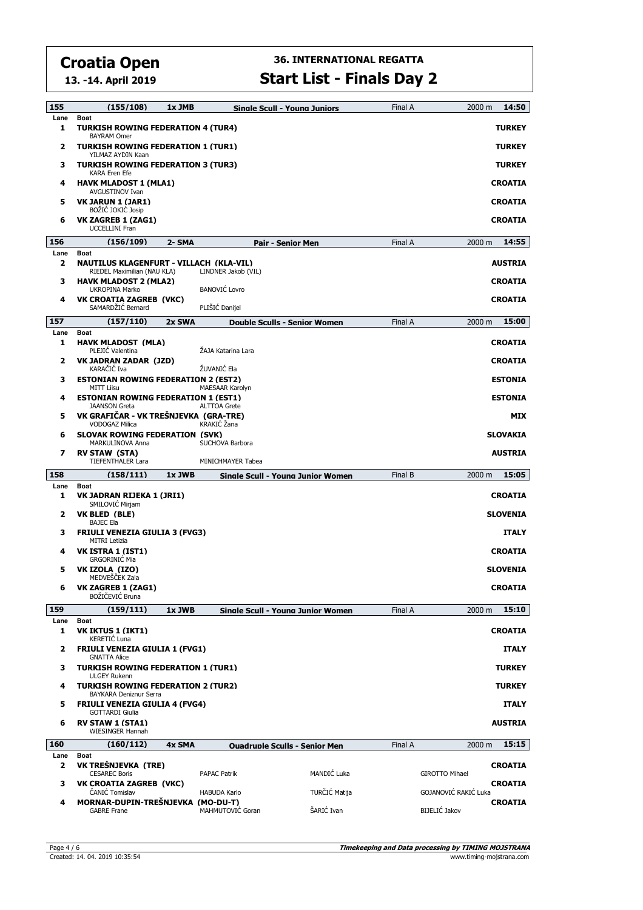# Croatia Open

**13. -14. April 2019**

## 36. INTERNATIONAL REGATTA

## Start List - Finals Day 2

### 155 (155/108) 1x JMB Single Scull - Young Juniors — Final A — 2000 m — 14:50

| Lane | Boat | Country |
|---|---|---|
| 1 | **TURKISH ROWING FEDERATION 4 (TUR4)**<br>BAYRAM Omer | **TURKEY** |
| 2 | **TURKISH ROWING FEDERATION 1 (TUR1)**<br>YILMAZ AYDIN Kaan | **TURKEY** |
| 3 | **TURKISH ROWING FEDERATION 3 (TUR3)**<br>KARA Eren Efe | **TURKEY** |
| 4 | **HAVK MLADOST 1 (MLA1)**<br>AVGUSTINOV Ivan | **CROATIA** |
| 5 | **VK JARUN 1 (JAR1)**<br>BOŽIĆ JOKIĆ Josip | **CROATIA** |
| 6 | **VK ZAGREB 1 (ZAG1)**<br>UCCELLINI Fran | **CROATIA** |

### 156 (156/109) 2- SMA Pair - Senior Men — Final A — 2000 m — 14:55

| Lane | Boat | | Country |
|---|---|---|---|
| 2 | **NAUTILUS KLAGENFURT - VILLACH (KLA-VIL)**<br>RIEDEL Maximilian (NAU KLA) | LINDNER Jakob (VIL) | **AUSTRIA** |
| 3 | **HAVK MLADOST 2 (MLA2)**<br>UKROPINA Marko | BANOVIĆ Lovro | **CROATIA** |
| 4 | **VK CROATIA ZAGREB (VKC)**<br>SAMARDŽIĆ Bernard | PLIŠIĆ Danijel | **CROATIA** |

### 157 (157/110) 2x SWA Double Sculls - Senior Women — Final A — 2000 m — 15:00

| Lane | Boat | | Country |
|---|---|---|---|
| 1 | **HAVK MLADOST (MLA)**<br>PLEJIĆ Valentina | ŽAJA Katarina Lara | **CROATIA** |
| 2 | **VK JADRAN ZADAR (JZD)**<br>KARAČIĆ Iva | ŽUVANIĆ Ela | **CROATIA** |
| 3 | **ESTONIAN ROWING FEDERATION 2 (EST2)**<br>MITT Liisu | MAESAAR Karolyn | **ESTONIA** |
| 4 | **ESTONIAN ROWING FEDERATION 1 (EST1)**<br>JAANSON Greta | ALTTOA Grete | **ESTONIA** |
| 5 | **VK GRAFIČAR - VK TREŠNJEVKA (GRA-TRE)**<br>VODOGAZ Milica | KRAKIĆ Žana | **MIX** |
| 6 | **SLOVAK ROWING FEDERATION (SVK)**<br>MARKULINOVA Anna | SUCHOVA Barbora | **SLOVAKIA** |
| 7 | **RV STAW (STA)**<br>TIEFENTHALER Lara | MINICHMAYER Tabea | **AUSTRIA** |

### 158 (158/111) 1x JWB Single Scull - Young Junior Women — Final B — 2000 m — 15:05

| Lane | Boat | Country |
|---|---|---|
| 1 | **VK JADRAN RIJEKA 1 (JRI1)**<br>SMILOVIĆ Mirjam | **CROATIA** |
| 2 | **VK BLED (BLE)**<br>BAJEC Ela | **SLOVENIA** |
| 3 | **FRIULI VENEZIA GIULIA 3 (FVG3)**<br>MITRI Letizia | **ITALY** |
| 4 | **VK ISTRA 1 (IST1)**<br>GRGORINIĆ Mia | **CROATIA** |
| 5 | **VK IZOLA (IZO)**<br>MEDVEŠČEK Zala | **SLOVENIA** |
| 6 | **VK ZAGREB 1 (ZAG1)**<br>BOŽIČEVIĆ Bruna | **CROATIA** |

### 159 (159/111) 1x JWB Single Scull - Young Junior Women — Final A — 2000 m — 15:10

| Lane | Boat | Country |
|---|---|---|
| 1 | **VK IKTUS 1 (IKT1)**<br>KERETIĆ Luna | **CROATIA** |
| 2 | **FRIULI VENEZIA GIULIA 1 (FVG1)**<br>GNATTA Alice | **ITALY** |
| 3 | **TURKISH ROWING FEDERATION 1 (TUR1)**<br>ULGEY Rukenn | **TURKEY** |
| 4 | **TURKISH ROWING FEDERATION 2 (TUR2)**<br>BAYKARA Deniznur Serra | **TURKEY** |
| 5 | **FRIULI VENEZIA GIULIA 4 (FVG4)**<br>GOTTARDI Giulia | **ITALY** |
| 6 | **RV STAW 1 (STA1)**<br>WIESINGER Hannah | **AUSTRIA** |

### 160 (160/112) 4x SMA Quadruple Sculls - Senior Men — Final A — 2000 m — 15:15

| Lane | Boat | | | | Country |
|---|---|---|---|---|---|
| 2 | **VK TREŠNJEVKA (TRE)**<br>CESAREC Boris | PAPAC Patrik | MANDIĆ Luka | GIROTTO Mihael | **CROATIA** |
| 3 | **VK CROATIA ZAGREB (VKC)**<br>ČANIĆ Tomislav | HABUDA Karlo | TURČIĆ Matija | GOJANOVIĆ RAKIĆ Luka | **CROATIA** |
| 4 | **MORNAR-DUPIN-TREŠNJEVKA (MO-DU-T)**<br>GABRE Frane | MAHMUTOVIĆ Goran | ŠARIĆ Ivan | BIJELIĆ Jakov | **CROATIA** |

Created: 14. 04. 2019 10:35:54

**Timekeeping and Data processing by TIMING MOJSTRANA**
www.timing-mojstrana.com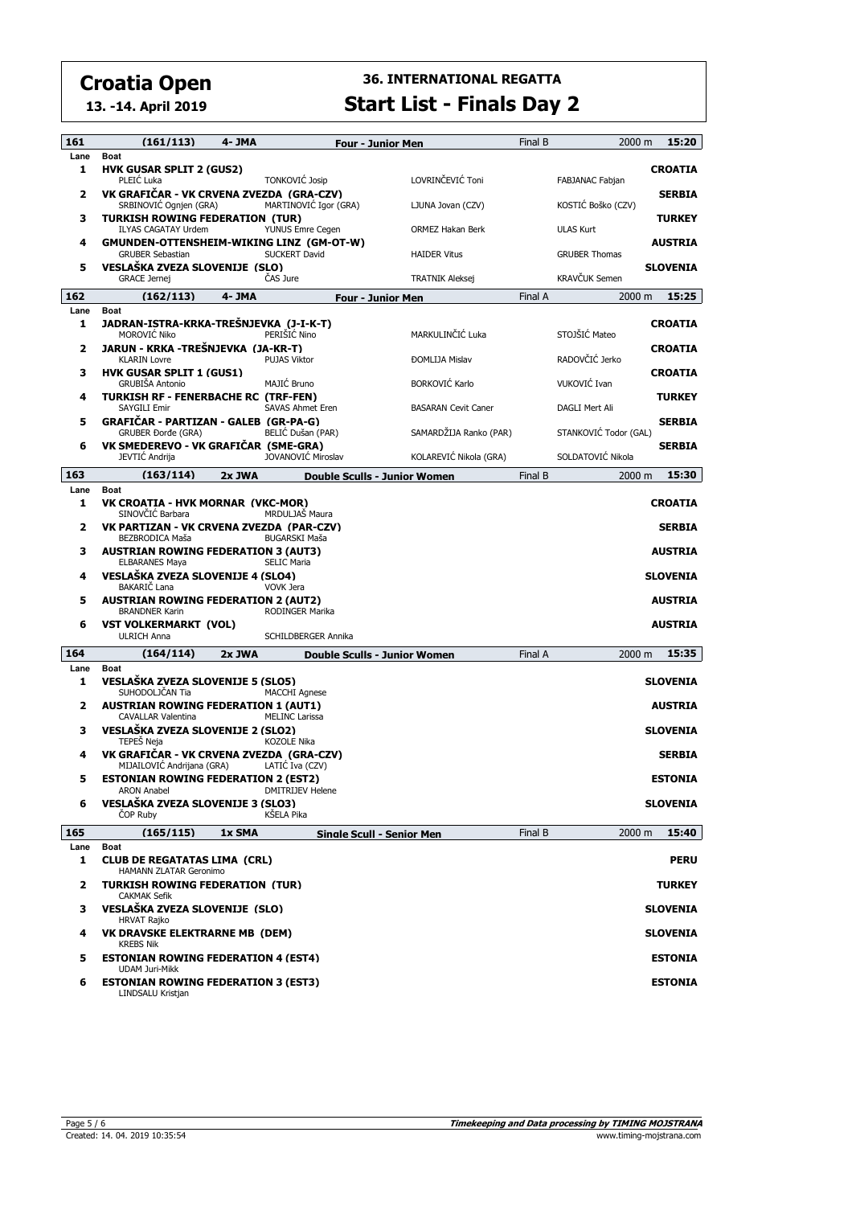# Croatia Open

**13. -14. April 2019**

## 36. INTERNATIONAL REGATTA

## Start List - Finals Day 2

| 161 | (161/113) | 4- JMA | Four - Junior Men | | Final B | 2000 m | 15:20 |
|---|---|---|---|---|---|---|---|
| Lane | Boat | | | | | | |
| 1 | **HVK GUSAR SPLIT 2 (GUS2)** | | | | | | **CROATIA** |
| | PLEIĆ Luka | | TONKOVIĆ Josip | LOVRINČEVIĆ Toni | | FABJANAC Fabjan | |
| 2 | **VK GRAFIČAR - VK CRVENA ZVEZDA (GRA-CZV)** | | | | | | **SERBIA** |
| | SRBINOVIĆ Ognjen (GRA) | | MARTINOVIĆ Igor (GRA) | LJUNA Jovan (CZV) | | KOSTIĆ Boško (CZV) | |
| 3 | **TURKISH ROWING FEDERATION (TUR)** | | | | | | **TURKEY** |
| | ILYAS CAGATAY Urdem | | YUNUS Emre Cegen | ORMEZ Hakan Berk | | ULAS Kurt | |
| 4 | **GMUNDEN-OTTENSHEIM-WIKING LINZ (GM-OT-W)** | | | | | | **AUSTRIA** |
| | GRUBER Sebastian | | SUCKERT David | HAIDER Vitus | | GRUBER Thomas | |
| 5 | **VESLAŠKA ZVEZA SLOVENIJE (SLO)** | | | | | | **SLOVENIA** |
| | GRACE Jernej | | ČAS Jure | TRATNIK Aleksej | | KRAVČUK Semen | |

| 162 | (162/113) | 4- JMA | Four - Junior Men | | Final A | 2000 m | 15:25 |
|---|---|---|---|---|---|---|---|
| Lane | Boat | | | | | | |
| 1 | **JADRAN-ISTRA-KRKA-TREŠNJEVKA (J-I-K-T)** | | | | | | **CROATIA** |
| | MOROVIĆ Niko | | PERIŠIĆ Nino | MARKULINČIĆ Luka | | STOJŠIĆ Mateo | |
| 2 | **JARUN - KRKA -TREŠNJEVKA (JA-KR-T)** | | | | | | **CROATIA** |
| | KLARIN Lovre | | PUJAS Viktor | ĐOMLIJA Mislav | | RADOVČIĆ Jerko | |
| 3 | **HVK GUSAR SPLIT 1 (GUS1)** | | | | | | **CROATIA** |
| | GRUBIŠA Antonio | | MAJIĆ Bruno | BORKOVIĆ Karlo | | VUKOVIĆ Ivan | |
| 4 | **TURKISH RF - FENERBACHE RC (TRF-FEN)** | | | | | | **TURKEY** |
| | SAYGILI Emir | | SAVAS Ahmet Eren | BASARAN Cevit Caner | | DAGLI Mert Ali | |
| 5 | **GRAFIČAR - PARTIZAN - GALEB (GR-PA-G)** | | | | | | **SERBIA** |
| | GRUBER Đorđe (GRA) | | BELIĆ Dušan (PAR) | SAMARDŽIJA Ranko (PAR) | | STANKOVIĆ Todor (GAL) | |
| 6 | **VK SMEDEREVO - VK GRAFIČAR (SME-GRA)** | | | | | | **SERBIA** |
| | JEVTIĆ Andrija | | JOVANOVIĆ Miroslav | KOLAREVIĆ Nikola (GRA) | | SOLDATOVIĆ Nikola | |

| 163 | (163/114) | 2x JWA | Double Sculls - Junior Women | Final B | 2000 m | 15:30 |
|---|---|---|---|---|---|---|
| Lane | Boat | | | | | |
| 1 | **VK CROATIA - HVK MORNAR (VKC-MOR)** | | | | | **CROATIA** |
| | SINOVČIĆ Barbara | | MRDULJAŠ Maura | | | |
| 2 | **VK PARTIZAN - VK CRVENA ZVEZDA (PAR-CZV)** | | | | | **SERBIA** |
| | BEZBRODICA Maša | | BUGARSKI Maša | | | |
| 3 | **AUSTRIAN ROWING FEDERATION 3 (AUT3)** | | | | | **AUSTRIA** |
| | ELBARANES Maya | | SELIC Maria | | | |
| 4 | **VESLAŠKA ZVEZA SLOVENIJE 4 (SLO4)** | | | | | **SLOVENIA** |
| | BAKARIČ Lana | | VOVK Jera | | | |
| 5 | **AUSTRIAN ROWING FEDERATION 2 (AUT2)** | | | | | **AUSTRIA** |
| | BRANDNER Karin | | RODINGER Marika | | | |
| 6 | **VST VOLKERMARKT (VOL)** | | | | | **AUSTRIA** |
| | ULRICH Anna | | SCHILDBERGER Annika | | | |

| 164 | (164/114) | 2x JWA | Double Sculls - Junior Women | Final A | 2000 m | 15:35 |
|---|---|---|---|---|---|---|
| Lane | Boat | | | | | |
| 1 | **VESLAŠKA ZVEZA SLOVENIJE 5 (SLO5)** | | | | | **SLOVENIA** |
| | SUHODOLJČAN Tia | | MACCHI Agnese | | | |
| 2 | **AUSTRIAN ROWING FEDERATION 1 (AUT1)** | | | | | **AUSTRIA** |
| | CAVALLAR Valentina | | MELINC Larissa | | | |
| 3 | **VESLAŠKA ZVEZA SLOVENIJE 2 (SLO2)** | | | | | **SLOVENIA** |
| | TEPEŠ Neja | | KOZOLE Nika | | | |
| 4 | **VK GRAFIČAR - VK CRVENA ZVEZDA (GRA-CZV)** | | | | | **SERBIA** |
| | MIJAILOVIĆ Andrijana (GRA) | | LATIĆ Iva (CZV) | | | |
| 5 | **ESTONIAN ROWING FEDERATION 2 (EST2)** | | | | | **ESTONIA** |
| | ARON Anabel | | DMITRIJEV Helene | | | |
| 6 | **VESLAŠKA ZVEZA SLOVENIJE 3 (SLO3)** | | | | | **SLOVENIA** |
| | ČOP Ruby | | KŠELA Pika | | | |

| 165 | (165/115) | 1x SMA | Single Scull - Senior Men | Final B | 2000 m | 15:40 |
|---|---|---|---|---|---|---|
| Lane | Boat | | | | | |
| 1 | **CLUB DE REGATATAS LIMA (CRL)** | | | | | **PERU** |
| | HAMANN ZLATAR Geronimo | | | | | |
| 2 | **TURKISH ROWING FEDERATION (TUR)** | | | | | **TURKEY** |
| | CAKMAK Sefik | | | | | |
| 3 | **VESLAŠKA ZVEZA SLOVENIJE (SLO)** | | | | | **SLOVENIA** |
| | HRVAT Rajko | | | | | |
| 4 | **VK DRAVSKE ELEKTRARNE MB (DEM)** | | | | | **SLOVENIA** |
| | KREBS Nik | | | | | |
| 5 | **ESTONIAN ROWING FEDERATION 4 (EST4)** | | | | | **ESTONIA** |
| | UDAM Juri-Mikk | | | | | |
| 6 | **ESTONIAN ROWING FEDERATION 3 (EST3)** | | | | | **ESTONIA** |
| | LINDSALU Kristjan | | | | | |

Created: 14. 04. 2019 10:35:54

**Timekeeping and Data processing by TIMING MOJSTRANA**

www.timing-mojstrana.com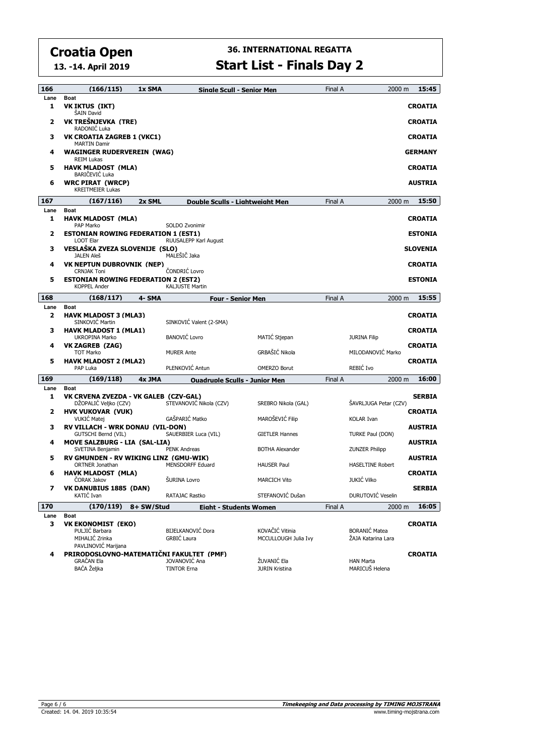# Croatia Open

**13. -14. April 2019**

## 36. INTERNATIONAL REGATTA

## Start List - Finals Day 2

### 166 (166/115) 1x SMA Single Scull - Senior Men — Final A — 2000 m — 15:45

| Lane | Boat | Crew | Country |
|---|---|---|---|
| 1 | **VK IKTUS (IKT)** | ŠAIN David | **CROATIA** |
| 2 | **VK TREŠNJEVKA (TRE)** | RADONIĆ Luka | **CROATIA** |
| 3 | **VK CROATIA ZAGREB 1 (VKC1)** | MARTIN Damir | **CROATIA** |
| 4 | **WAGINGER RUDERVEREIN (WAG)** | REIM Lukas | **GERMANY** |
| 5 | **HAVK MLADOST (MLA)** | BARIČEVIĆ Luka | **CROATIA** |
| 6 | **WRC PIRAT (WRCP)** | KREITMEIER Lukas | **AUSTRIA** |

### 167 (167/116) 2x SML Double Sculls - Lightweight Men — Final A — 2000 m — 15:50

| Lane | Boat | Crew | | Country |
|---|---|---|---|---|
| 1 | **HAVK MLADOST (MLA)** | PAP Marko | SOLDO Zvonimir | **CROATIA** |
| 2 | **ESTONIAN ROWING FEDERATION 1 (EST1)** | LOOT Elar | RUUSALEPP Karl August | **ESTONIA** |
| 3 | **VESLAŠKA ZVEZA SLOVENIJE (SLO)** | JALEN Aleš | MALEŠIČ Jaka | **SLOVENIA** |
| 4 | **VK NEPTUN DUBROVNIK (NEP)** | CRNJAK Toni | ČONDRIĆ Lovro | **CROATIA** |
| 5 | **ESTONIAN ROWING FEDERATION 2 (EST2)** | KOPPEL Ander | KALJUSTE Martin | **ESTONIA** |

### 168 (168/117) 4- SMA Four - Senior Men — Final A — 2000 m — 15:55

| Lane | Boat | Crew | | | | Country |
|---|---|---|---|---|---|---|
| 2 | **HAVK MLADOST 3 (MLA3)** | SINKOVIĆ Martin | SINKOVIĆ Valent (2-SMA) | | | **CROATIA** |
| 3 | **HAVK MLADOST 1 (MLA1)** | UKROPINA Marko | BANOVIĆ Lovro | MATIĆ Stjepan | JURINA Filip | **CROATIA** |
| 4 | **VK ZAGREB (ZAG)** | TOT Marko | MURER Ante | GRBAŠIĆ Nikola | MILODANOVIĆ Marko | **CROATIA** |
| 5 | **HAVK MLADOST 2 (MLA2)** | PAP Luka | PLENKOVIĆ Antun | OMERZO Borut | REBIĆ Ivo | **CROATIA** |

### 169 (169/118) 4x JMA Quadruple Sculls - Junior Men — Final A — 2000 m — 16:00

| Lane | Boat | Crew | | | | Country |
|---|---|---|---|---|---|---|
| 1 | **VK CRVENA ZVEZDA - VK GALEB (CZV-GAL)** | DŽOPALIĆ Veljko (CZV) | STEVANOVIĆ Nikola (CZV) | SREBRO Nikola (GAL) | ŠAVRLJUGA Petar (CZV) | **SERBIA** |
| 2 | **HVK VUKOVAR (VUK)** | VUKIĆ Matej | GAŠPARIĆ Matko | MAROŠEVIĆ Filip | KOLAR Ivan | **CROATIA** |
| 3 | **RV VILLACH - WRK DONAU (VIL-DON)** | GUTSCHI Bernd (VIL) | SAUERBIER Luca (VIL) | GIETLER Hannes | TURKE Paul (DON) | **AUSTRIA** |
| 4 | **MOVE SALZBURG - LIA (SAL-LIA)** | SVETINA Benjamin | PENK Andreas | BOTHA Alexander | ZUNZER Philipp | **AUSTRIA** |
| 5 | **RV GMUNDEN - RV WIKING LINZ (GMU-WIK)** | ORTNER Jonathan | MENSDORFF Eduard | HAUSER Paul | HASELTINE Robert | **AUSTRIA** |
| 6 | **HAVK MLADOST (MLA)** | ČORAK Jakov | ŠURINA Lovro | MARCICH Vito | JUKIĆ Vilko | **CROATIA** |
| 7 | **VK DANUBIUS 1885 (DAN)** | KATIĆ Ivan | RATAJAC Rastko | STEFANOVIĆ Dušan | DURUTOVIĆ Veselin | **SERBIA** |

### 170 (170/119) 8+ SW/Stud Eight - Students Women — Final A — 2000 m — 16:05

| Lane | Boat | Crew | | | | Country |
|---|---|---|---|---|---|---|
| 3 | **VK EKONOMIST (EKO)** | PULJIĆ Barbara | BIJELKANOVIĆ Dora | KOVAČIĆ Vitinia | BORANIĆ Matea | **CROATIA** |
| | | MIHALIĆ Zrinka | GRBIĆ Laura | MCCULLOUGH Julia Ivy | ŽAJA Katarina Lara | |
| | | PAVLINOVIĆ Marijana | | | | |
| 4 | **PRIRODOSLOVNO-MATEMATIČNI FAKULTET (PMF)** | GRAČAN Ela | JOVANOVIĆ Ana | ŽUVANIĆ Ela | HAN Marta | **CROATIA** |
| | | BAĆA Željka | TINTOR Erna | JURIN Kristina | MARICUŠ Helena | |

Created: 14. 04. 2019 10:35:54

**Timekeeping and Data processing by TIMING MOJSTRANA**
www.timing-mojstrana.com